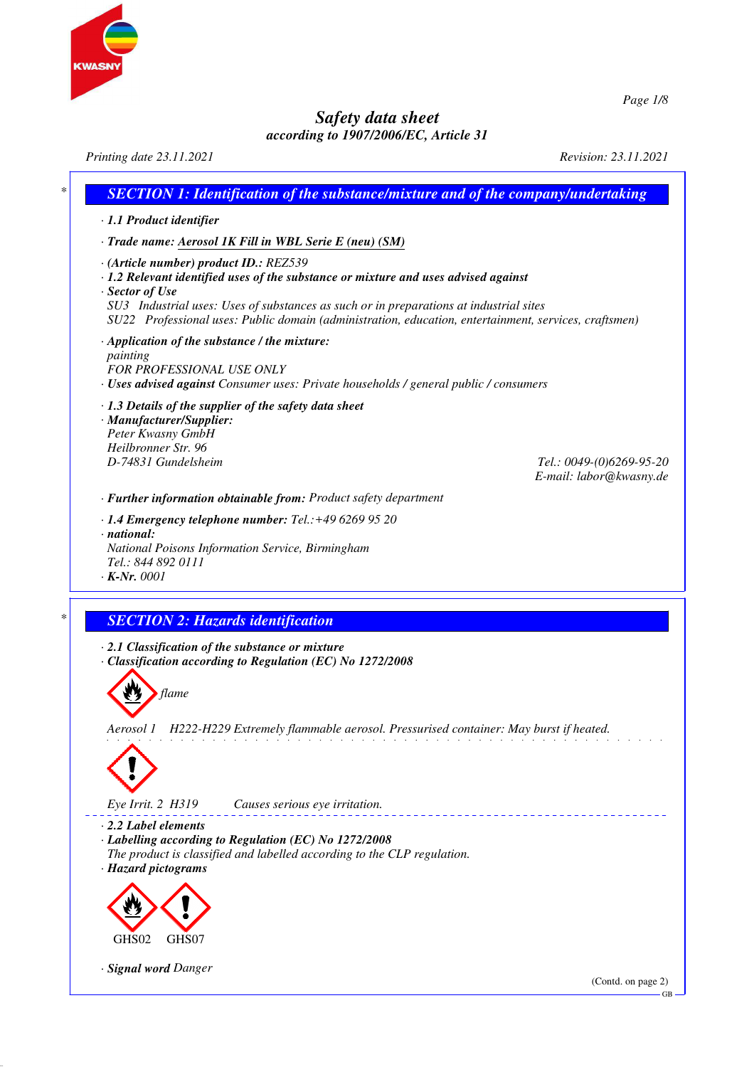# Safety data sheet
according to 1907/2006/EC, Article 31

Printing date 23.11.2021 Revision: 23.11.2021

## SECTION 1: Identification of the substance/mixture and of the company/undertaking

· **1.1 Product identifier**

· **Trade name: Aerosol 1K Fill in WBL Serie E (neu) (SM)**

· **(Article number) product ID.:** REZ539

· **1.2 Relevant identified uses of the substance or mixture and uses advised against**

· **Sector of Use**
SU3 Industrial uses: Uses of substances as such or in preparations at industrial sites
SU22 Professional uses: Public domain (administration, education, entertainment, services, craftsmen)

· **Application of the substance / the mixture:**
painting
FOR PROFESSIONAL USE ONLY

· **Uses advised against** Consumer uses: Private households / general public / consumers

· **1.3 Details of the supplier of the safety data sheet**

· **Manufacturer/Supplier:**
Peter Kwasny GmbH
Heilbronner Str. 96
D-74831 Gundelsheim
Tel.: 0049-(0)6269-95-20
E-mail: labor@kwasny.de

· **Further information obtainable from:** Product safety department

· **1.4 Emergency telephone number:** Tel.:+49 6269 95 20

· **national:**
National Poisons Information Service, Birmingham
Tel.: 844 892 0111

· **K-Nr.** 0001

## SECTION 2: Hazards identification

· **2.1 Classification of the substance or mixture**

· **Classification according to Regulation (EC) No 1272/2008**

flame

Aerosol 1 H222-H229 Extremely flammable aerosol. Pressurised container: May burst if heated.

Eye Irrit. 2 H319 Causes serious eye irritation.

· **2.2 Label elements**

· **Labelling according to Regulation (EC) No 1272/2008**
The product is classified and labelled according to the CLP regulation.

· **Hazard pictograms**

GHS02 GHS07

· **Signal word** Danger

(Contd. on page 2)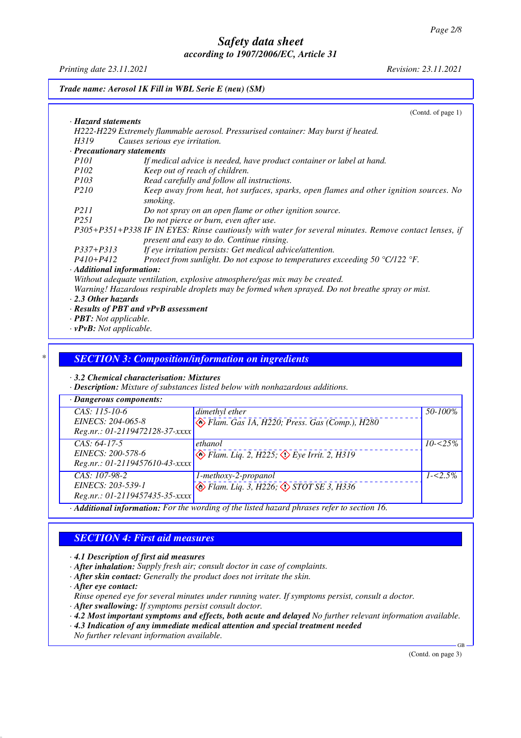(Contd. of page 1)

· **Hazard statements**

H222-H229 Extremely flammable aerosol. Pressurised container: May burst if heated.

H319 Causes serious eye irritation.

· **Precautionary statements**

| | |
|---|---|
| P101 | If medical advice is needed, have product container or label at hand. |
| P102 | Keep out of reach of children. |
| P103 | Read carefully and follow all instructions. |
| P210 | Keep away from heat, hot surfaces, sparks, open flames and other ignition sources. No smoking. |
| P211 | Do not spray on an open flame or other ignition source. |
| P251 | Do not pierce or burn, even after use. |
| P305+P351+P338 | IF IN EYES: Rinse cautiously with water for several minutes. Remove contact lenses, if present and easy to do. Continue rinsing. |
| P337+P313 | If eye irritation persists: Get medical advice/attention. |
| P410+P412 | Protect from sunlight. Do not expose to temperatures exceeding 50 °C/122 °F. |

· **Additional information:**

Without adequate ventilation, explosive atmosphere/gas mix may be created.

Warning! Hazardous respirable droplets may be formed when sprayed. Do not breathe spray or mist.

· **2.3 Other hazards**

· **Results of PBT and vPvB assessment**

· **PBT:** Not applicable.

· **vPvB:** Not applicable.

## SECTION 3: Composition/information on ingredients

· **3.2 Chemical characterisation: Mixtures**

· **Description:** Mixture of substances listed below with nonhazardous additions.

· **Dangerous components:**

| | | |
|---|---|---|
| CAS: 115-10-6<br>EINECS: 204-065-8<br>Reg.nr.: 01-2119472128-37-xxxx | dimethyl ether<br>Flam. Gas 1A, H220; Press. Gas (Comp.), H280 | 50-100% |
| CAS: 64-17-5<br>EINECS: 200-578-6<br>Reg.nr.: 01-2119457610-43-xxxx | ethanol<br>Flam. Liq. 2, H225; Eye Irrit. 2, H319 | 10-<25% |
| CAS: 107-98-2<br>EINECS: 203-539-1<br>Reg.nr.: 01-2119457435-35-xxxx | 1-methoxy-2-propanol<br>Flam. Liq. 3, H226; STOT SE 3, H336 | 1-<2.5% |

· **Additional information:** For the wording of the listed hazard phrases refer to section 16.

## SECTION 4: First aid measures

· **4.1 Description of first aid measures**

· **After inhalation:** Supply fresh air; consult doctor in case of complaints.

· **After skin contact:** Generally the product does not irritate the skin.

· **After eye contact:**

Rinse opened eye for several minutes under running water. If symptoms persist, consult a doctor.

· **After swallowing:** If symptoms persist consult doctor.

· **4.2 Most important symptoms and effects, both acute and delayed** No further relevant information available.

· **4.3 Indication of any immediate medical attention and special treatment needed**

No further relevant information available.

(Contd. on page 3)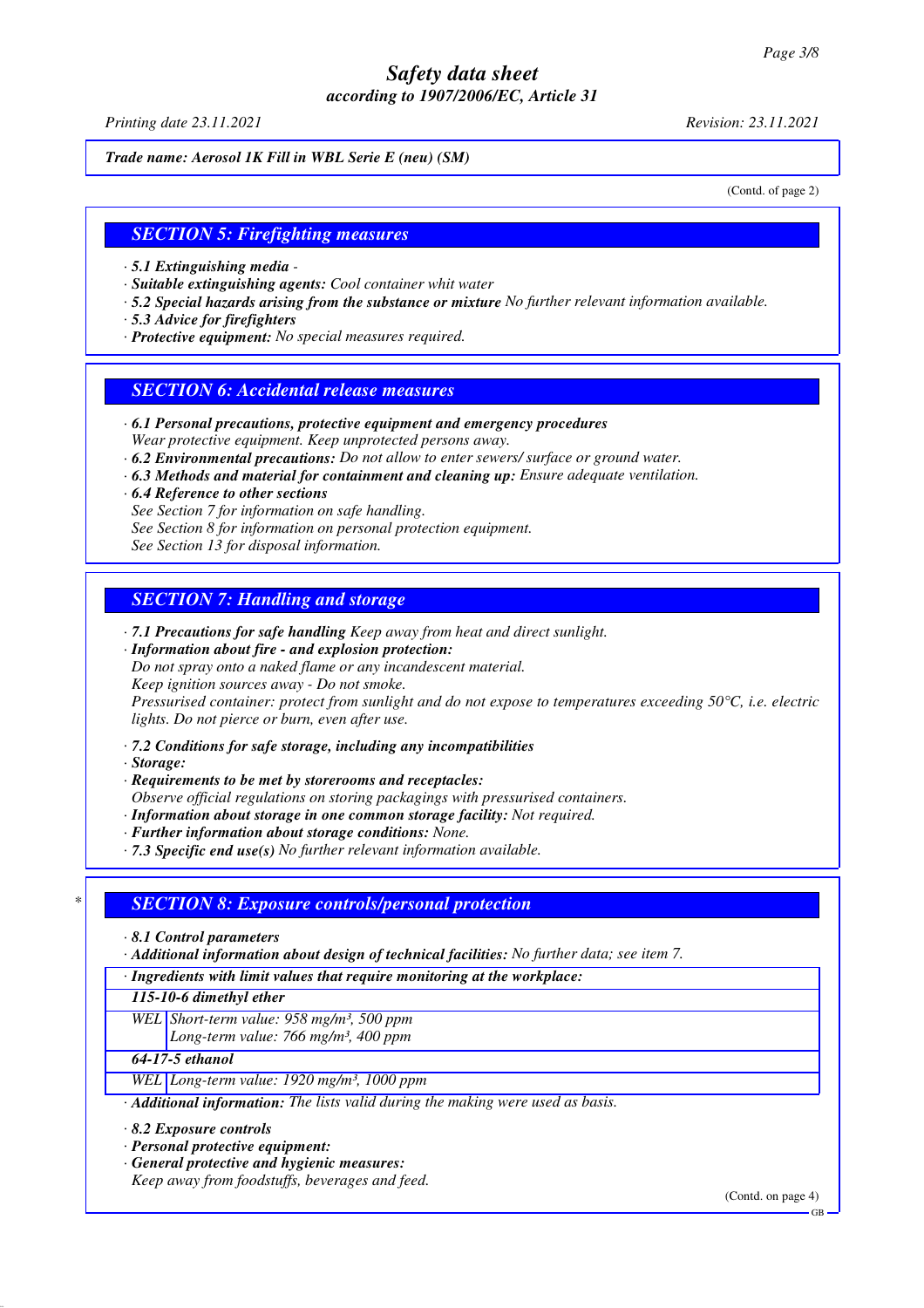*Trade name: Aerosol 1K Fill in WBL Serie E (neu) (SM)*

(Contd. of page 2)

## SECTION 5: Firefighting measures

· **5.1 Extinguishing media** -
· **Suitable extinguishing agents:** Cool container whit water
· **5.2 Special hazards arising from the substance or mixture** No further relevant information available.
· **5.3 Advice for firefighters**
· **Protective equipment:** No special measures required.

## SECTION 6: Accidental release measures

· **6.1 Personal precautions, protective equipment and emergency procedures**
Wear protective equipment. Keep unprotected persons away.
· **6.2 Environmental precautions:** Do not allow to enter sewers/ surface or ground water.
· **6.3 Methods and material for containment and cleaning up:** Ensure adequate ventilation.
· **6.4 Reference to other sections**
See Section 7 for information on safe handling.
See Section 8 for information on personal protection equipment.
See Section 13 for disposal information.

## SECTION 7: Handling and storage

· **7.1 Precautions for safe handling** Keep away from heat and direct sunlight.
· **Information about fire - and explosion protection:**
Do not spray onto a naked flame or any incandescent material.
Keep ignition sources away - Do not smoke.
Pressurised container: protect from sunlight and do not expose to temperatures exceeding 50°C, i.e. electric lights. Do not pierce or burn, even after use.

· **7.2 Conditions for safe storage, including any incompatibilities**
· **Storage:**
· **Requirements to be met by storerooms and receptacles:**
Observe official regulations on storing packagings with pressurised containers.
· **Information about storage in one common storage facility:** Not required.
· **Further information about storage conditions:** None.
· **7.3 Specific end use(s)** No further relevant information available.

## * SECTION 8: Exposure controls/personal protection

· **8.1 Control parameters**
· **Additional information about design of technical facilities:** No further data; see item 7.

| · Ingredients with limit values that require monitoring at the workplace: | |
|---|---|
| **115-10-6 dimethyl ether** | |
| WEL | Short-term value: 958 mg/m³, 500 ppm<br>Long-term value: 766 mg/m³, 400 ppm |
| **64-17-5 ethanol** | |
| WEL | Long-term value: 1920 mg/m³, 1000 ppm |

· **Additional information:** The lists valid during the making were used as basis.

· **8.2 Exposure controls**
· **Personal protective equipment:**
· **General protective and hygienic measures:**
Keep away from foodstuffs, beverages and feed.

(Contd. on page 4)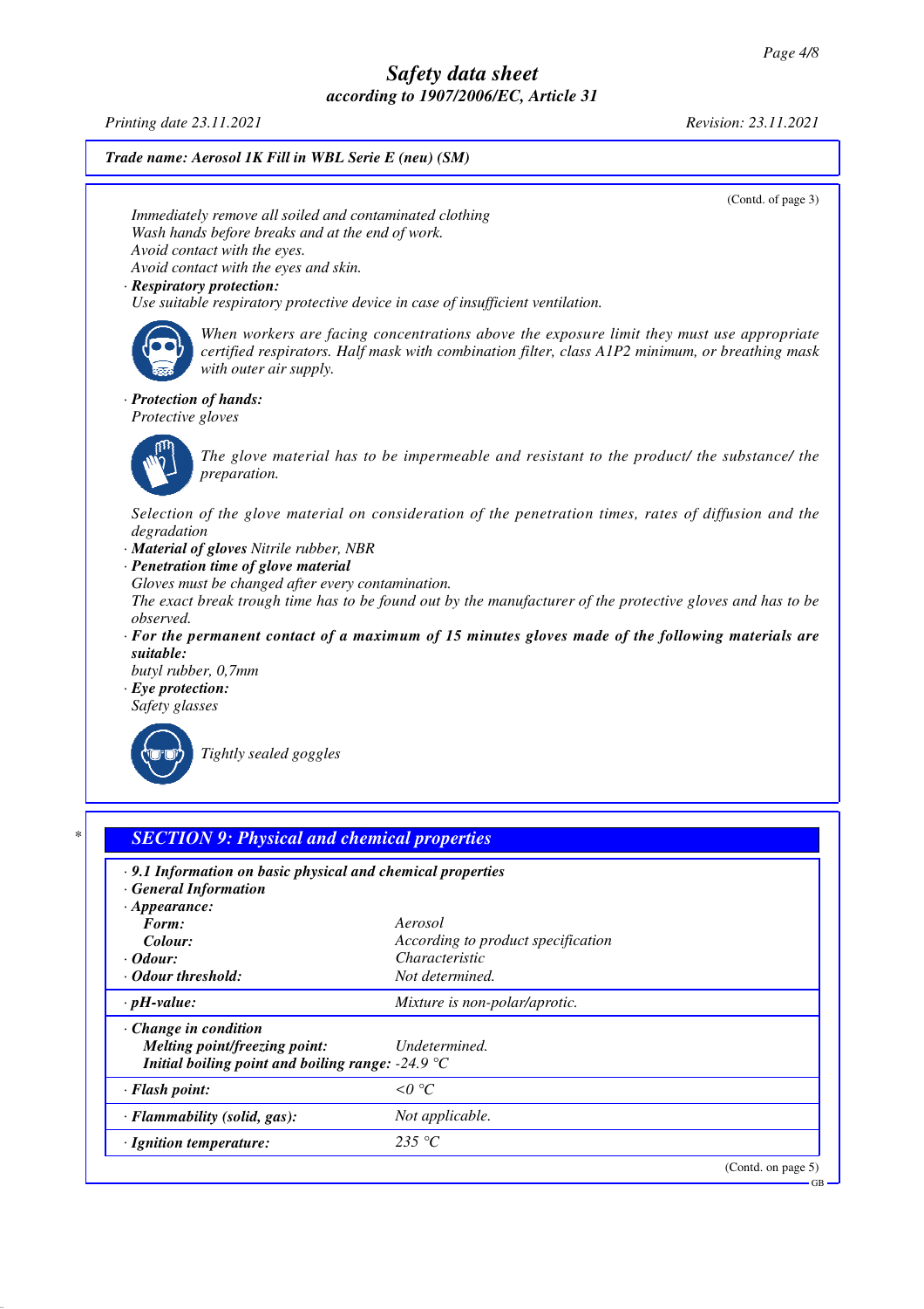*Trade name: Aerosol 1K Fill in WBL Serie E (neu) (SM)*

(Contd. of page 3)

*Immediately remove all soiled and contaminated clothing*
*Wash hands before breaks and at the end of work.*
*Avoid contact with the eyes.*
*Avoid contact with the eyes and skin.*

· ***Respiratory protection:***
*Use suitable respiratory protective device in case of insufficient ventilation.*

*When workers are facing concentrations above the exposure limit they must use appropriate certified respirators. Half mask with combination filter, class A1P2 minimum, or breathing mask with outer air supply.*

· ***Protection of hands:***
*Protective gloves*

*The glove material has to be impermeable and resistant to the product/ the substance/ the preparation.*

*Selection of the glove material on consideration of the penetration times, rates of diffusion and the degradation*

· ***Material of gloves*** *Nitrile rubber, NBR*
· ***Penetration time of glove material***
*Gloves must be changed after every contamination.*
*The exact break trough time has to be found out by the manufacturer of the protective gloves and has to be observed.*
· ***For the permanent contact of a maximum of 15 minutes gloves made of the following materials are suitable:***
*butyl rubber, 0,7mm*
· ***Eye protection:***
*Safety glasses*

*Tightly sealed goggles*

## *SECTION 9: Physical and chemical properties*

· ***9.1 Information on basic physical and chemical properties***
· ***General Information***

| | |
|---|---|
| · ***Appearance:*** | |
| ***Form:*** | *Aerosol* |
| ***Colour:*** | *According to product specification* |
| · ***Odour:*** | *Characteristic* |
| · ***Odour threshold:*** | *Not determined.* |
| · ***pH-value:*** | *Mixture is non-polar/aprotic.* |
| · ***Change in condition*** | |
| ***Melting point/freezing point:*** | *Undetermined.* |
| ***Initial boiling point and boiling range:*** | *-24.9 °C* |
| · ***Flash point:*** | *<0 °C* |
| · ***Flammability (solid, gas):*** | *Not applicable.* |
| · ***Ignition temperature:*** | *235 °C* |

(Contd. on page 5)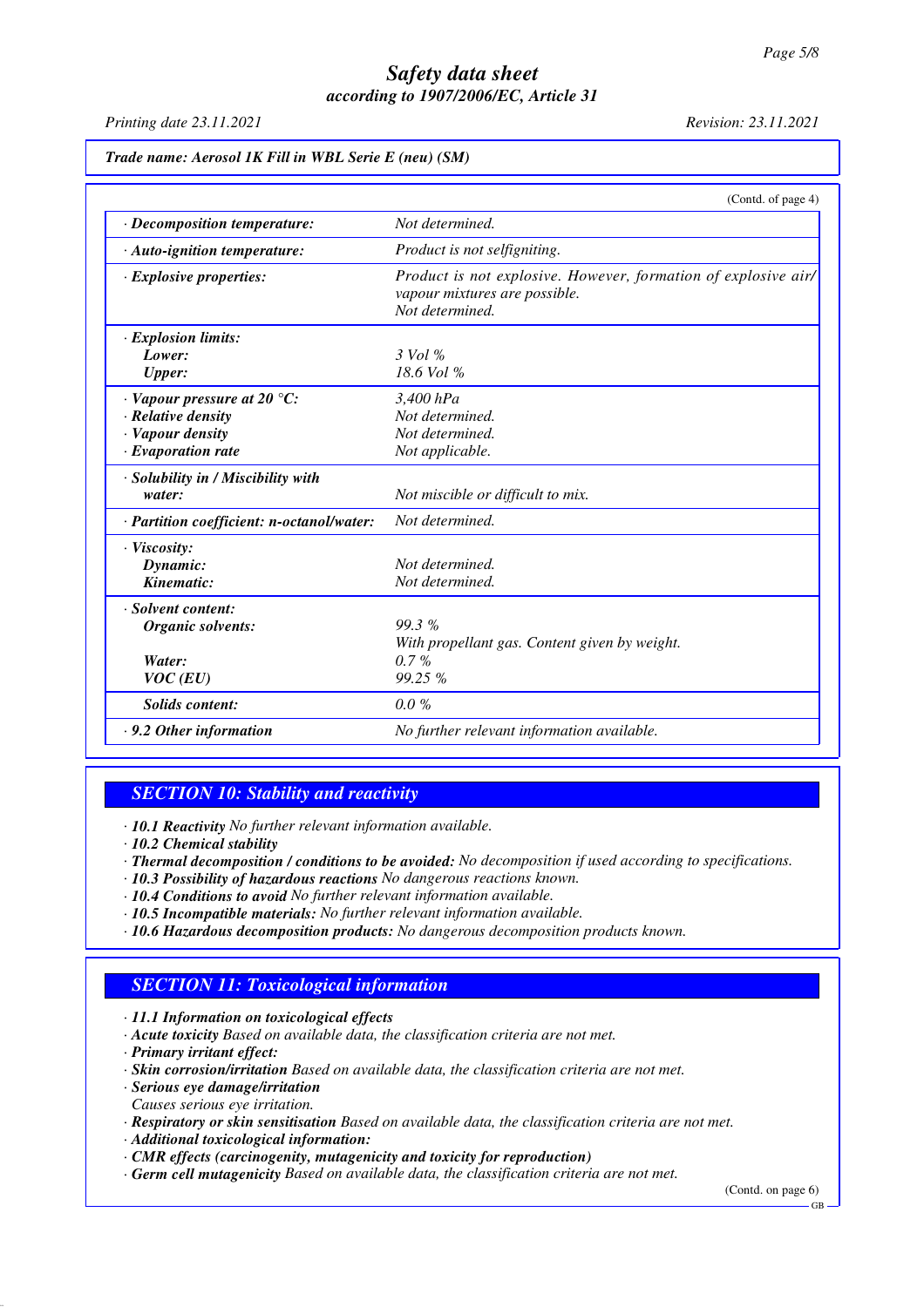**Trade name: Aerosol 1K Fill in WBL Serie E (neu) (SM)**

(Contd. of page 4)

| | |
|---|---|
| · **Decomposition temperature:** | Not determined. |
| · **Auto-ignition temperature:** | Product is not selfigniting. |
| · **Explosive properties:** | Product is not explosive. However, formation of explosive air/vapour mixtures are possible. Not determined. |
| · **Explosion limits:** | |
| **Lower:** | 3 Vol % |
| **Upper:** | 18.6 Vol % |
| · **Vapour pressure at 20 °C:** | 3,400 hPa |
| · **Relative density** | Not determined. |
| · **Vapour density** | Not determined. |
| · **Evaporation rate** | Not applicable. |
| · **Solubility in / Miscibility with water:** | Not miscible or difficult to mix. |
| · **Partition coefficient: n-octanol/water:** | Not determined. |
| · **Viscosity:** | |
| **Dynamic:** | Not determined. |
| **Kinematic:** | Not determined. |
| · **Solvent content:** | |
| **Organic solvents:** | 99.3 % With propellant gas. Content given by weight. |
| **Water:** | 0.7 % |
| **VOC (EU)** | 99.25 % |
| **Solids content:** | 0.0 % |
| · **9.2 Other information** | No further relevant information available. |

## SECTION 10: Stability and reactivity

- · **10.1 Reactivity** No further relevant information available.
- · **10.2 Chemical stability**
- · **Thermal decomposition / conditions to be avoided:** No decomposition if used according to specifications.
- · **10.3 Possibility of hazardous reactions** No dangerous reactions known.
- · **10.4 Conditions to avoid** No further relevant information available.
- · **10.5 Incompatible materials:** No further relevant information available.
- · **10.6 Hazardous decomposition products:** No dangerous decomposition products known.

## SECTION 11: Toxicological information

- · **11.1 Information on toxicological effects**
- · **Acute toxicity** Based on available data, the classification criteria are not met.
- · **Primary irritant effect:**
- · **Skin corrosion/irritation** Based on available data, the classification criteria are not met.
- · **Serious eye damage/irritation**
  Causes serious eye irritation.
- · **Respiratory or skin sensitisation** Based on available data, the classification criteria are not met.
- · **Additional toxicological information:**
- · **CMR effects (carcinogenity, mutagenicity and toxicity for reproduction)**
- · **Germ cell mutagenicity** Based on available data, the classification criteria are not met.

(Contd. on page 6)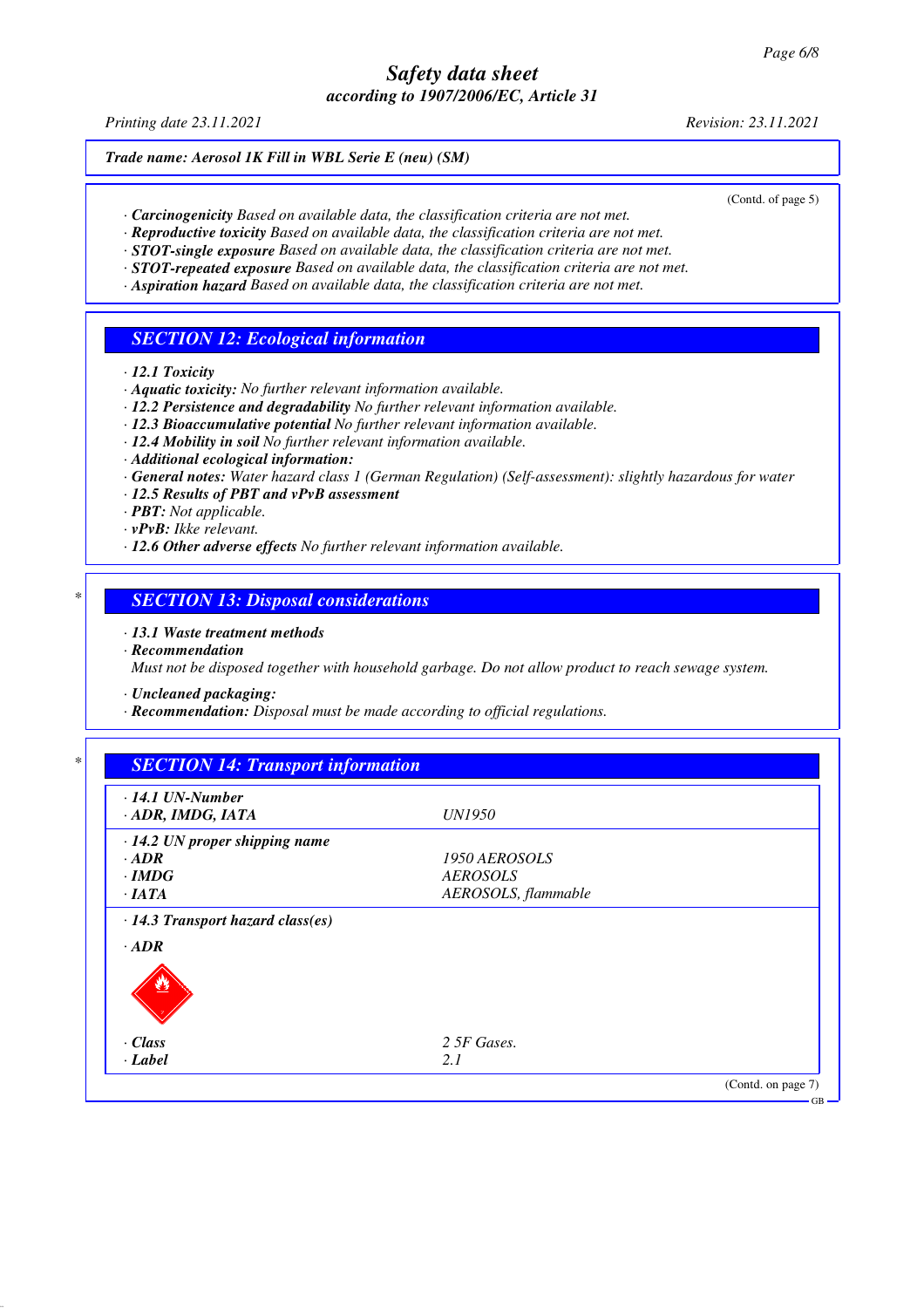*Trade name: Aerosol 1K Fill in WBL Serie E (neu) (SM)*

(Contd. of page 5)

- · ***Carcinogenicity*** *Based on available data, the classification criteria are not met.*
- · ***Reproductive toxicity*** *Based on available data, the classification criteria are not met.*
- · ***STOT-single exposure*** *Based on available data, the classification criteria are not met.*
- · ***STOT-repeated exposure*** *Based on available data, the classification criteria are not met.*
- · ***Aspiration hazard*** *Based on available data, the classification criteria are not met.*

## SECTION 12: Ecological information

- · ***12.1 Toxicity***
- · ***Aquatic toxicity:*** *No further relevant information available.*
- · ***12.2 Persistence and degradability*** *No further relevant information available.*
- · ***12.3 Bioaccumulative potential*** *No further relevant information available.*
- · ***12.4 Mobility in soil*** *No further relevant information available.*
- · ***Additional ecological information:***
- · ***General notes:*** *Water hazard class 1 (German Regulation) (Self-assessment): slightly hazardous for water*
- · ***12.5 Results of PBT and vPvB assessment***
- · ***PBT:*** *Not applicable.*
- · ***vPvB:*** *Ikke relevant.*
- · ***12.6 Other adverse effects*** *No further relevant information available.*

## SECTION 13: Disposal considerations

- · ***13.1 Waste treatment methods***
- · ***Recommendation***

*Must not be disposed together with household garbage. Do not allow product to reach sewage system.*

- · ***Uncleaned packaging:***
- · ***Recommendation:*** *Disposal must be made according to official regulations.*

## SECTION 14: Transport information

| | |
|---|---|
| · ***14.1 UN-Number*** | |
| · ***ADR, IMDG, IATA*** | *UN1950* |
| · ***14.2 UN proper shipping name*** | |
| · ***ADR*** | *1950 AEROSOLS* |
| · ***IMDG*** | *AEROSOLS* |
| · ***IATA*** | *AEROSOLS, flammable* |
| · ***14.3 Transport hazard class(es)*** | |
| · ***ADR*** | |
| · ***Class*** | *2 5F Gases.* |
| · ***Label*** | *2.1* |

(Contd. on page 7)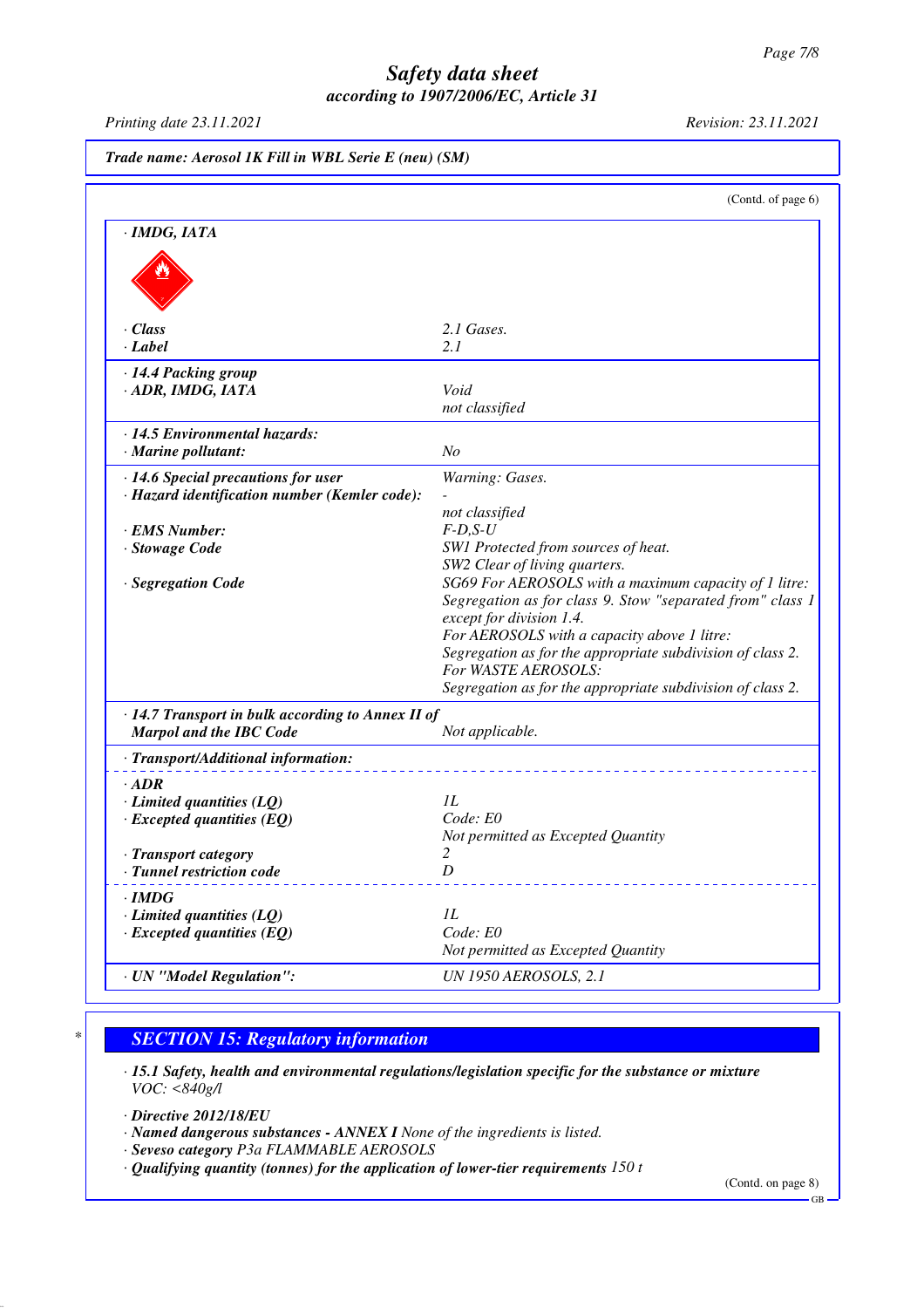**Trade name: Aerosol 1K Fill in WBL Serie E (neu) (SM)**

(Contd. of page 6)

· **IMDG, IATA**

| | |
|---|---|
| · **Class** | 2.1 Gases. |
| · **Label** | 2.1 |
| · **14.4 Packing group** | |
| · **ADR, IMDG, IATA** | Void<br>not classified |
| · **14.5 Environmental hazards:** | |
| · **Marine pollutant:** | No |
| · **14.6 Special precautions for user** | Warning: Gases. |
| · **Hazard identification number (Kemler code):** | -<br>not classified |
| · **EMS Number:** | F-D,S-U |
| · **Stowage Code** | SW1 Protected from sources of heat.<br>SW2 Clear of living quarters. |
| · **Segregation Code** | SG69 For AEROSOLS with a maximum capacity of 1 litre: Segregation as for class 9. Stow "separated from" class 1 except for division 1.4.<br>For AEROSOLS with a capacity above 1 litre: Segregation as for the appropriate subdivision of class 2.<br>For WASTE AEROSOLS:<br>Segregation as for the appropriate subdivision of class 2. |
| · **14.7 Transport in bulk according to Annex II of Marpol and the IBC Code** | Not applicable. |

· **Transport/Additional information:**

| | |
|---|---|
| · **ADR** | |
| · **Limited quantities (LQ)** | 1L |
| · **Excepted quantities (EQ)** | Code: E0<br>Not permitted as Excepted Quantity |
| · **Transport category** | 2 |
| · **Tunnel restriction code** | D |
| · **IMDG** | |
| · **Limited quantities (LQ)** | 1L |
| · **Excepted quantities (EQ)** | Code: E0<br>Not permitted as Excepted Quantity |
| · **UN "Model Regulation":** | UN 1950 AEROSOLS, 2.1 |

## * SECTION 15: Regulatory information

· **15.1 Safety, health and environmental regulations/legislation specific for the substance or mixture**
VOC: <840g/l

· **Directive 2012/18/EU**
· **Named dangerous substances - ANNEX I** None of the ingredients is listed.
· **Seveso category** P3a FLAMMABLE AEROSOLS
· **Qualifying quantity (tonnes) for the application of lower-tier requirements** 150 t

(Contd. on page 8)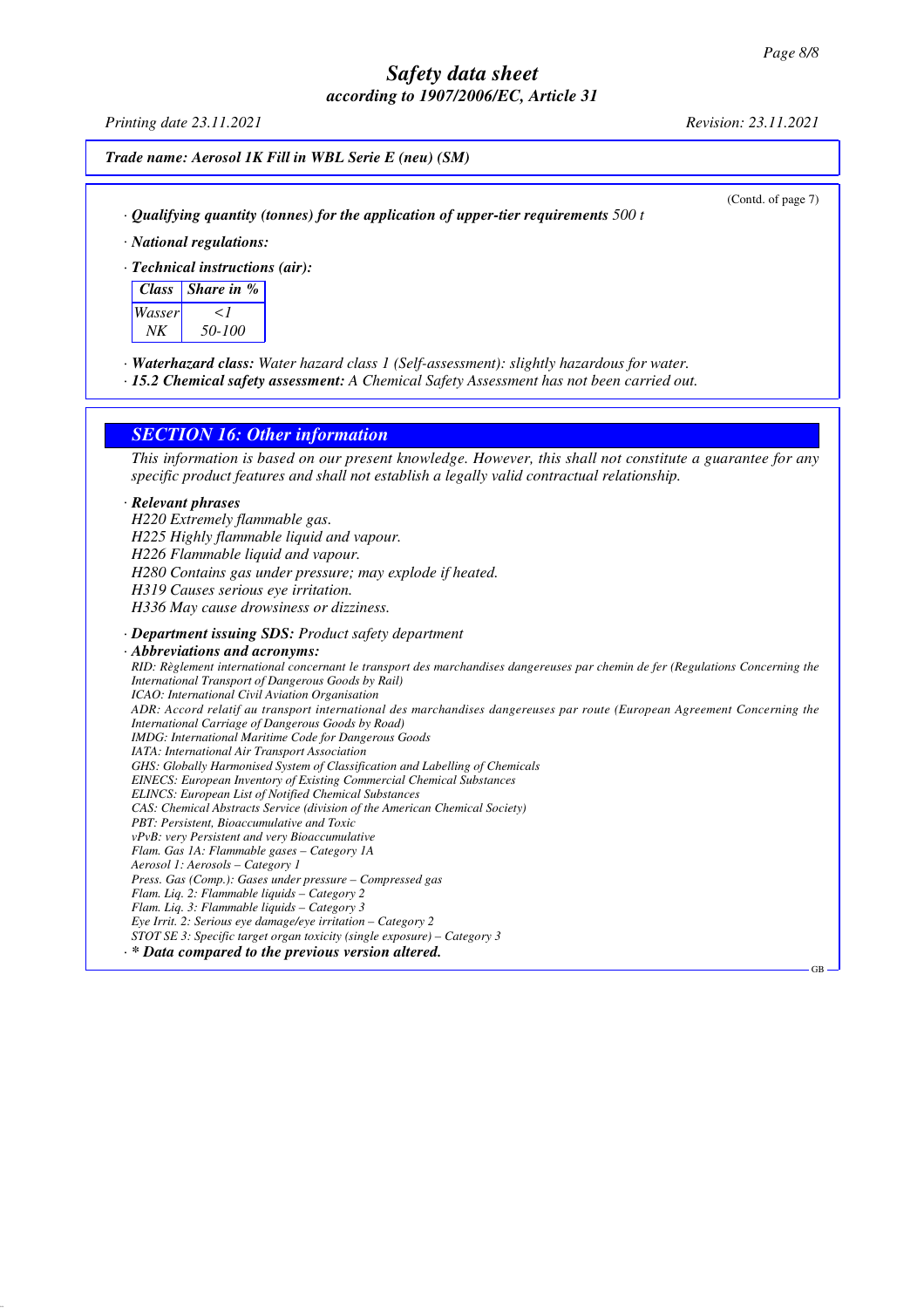*Trade name: Aerosol 1K Fill in WBL Serie E (neu) (SM)*

(Contd. of page 7)

· ***Qualifying quantity (tonnes) for the application of upper-tier requirements*** *500 t*

· ***National regulations:***

· ***Technical instructions (air):***

| Class | Share in % |
|---|---|
| Wasser | <1 |
| NK | 50-100 |

· ***Waterhazard class:*** *Water hazard class 1 (Self-assessment): slightly hazardous for water.*
· ***15.2 Chemical safety assessment:*** *A Chemical Safety Assessment has not been carried out.*

## SECTION 16: Other information

*This information is based on our present knowledge. However, this shall not constitute a guarantee for any specific product features and shall not establish a legally valid contractual relationship.*

· ***Relevant phrases***
*H220 Extremely flammable gas.*
*H225 Highly flammable liquid and vapour.*
*H226 Flammable liquid and vapour.*
*H280 Contains gas under pressure; may explode if heated.*
*H319 Causes serious eye irritation.*
*H336 May cause drowsiness or dizziness.*

· ***Department issuing SDS:*** *Product safety department*
· ***Abbreviations and acronyms:***
*RID: Règlement international concernant le transport des marchandises dangereuses par chemin de fer (Regulations Concerning the International Transport of Dangerous Goods by Rail)*
*ICAO: International Civil Aviation Organisation*
*ADR: Accord relatif au transport international des marchandises dangereuses par route (European Agreement Concerning the International Carriage of Dangerous Goods by Road)*
*IMDG: International Maritime Code for Dangerous Goods*
*IATA: International Air Transport Association*
*GHS: Globally Harmonised System of Classification and Labelling of Chemicals*
*EINECS: European Inventory of Existing Commercial Chemical Substances*
*ELINCS: European List of Notified Chemical Substances*
*CAS: Chemical Abstracts Service (division of the American Chemical Society)*
*PBT: Persistent, Bioaccumulative and Toxic*
*vPvB: very Persistent and very Bioaccumulative*
*Flam. Gas 1A: Flammable gases – Category 1A*
*Aerosol 1: Aerosols – Category 1*
*Press. Gas (Comp.): Gases under pressure – Compressed gas*
*Flam. Liq. 2: Flammable liquids – Category 2*
*Flam. Liq. 3: Flammable liquids – Category 3*
*Eye Irrit. 2: Serious eye damage/eye irritation – Category 2*
*STOT SE 3: Specific target organ toxicity (single exposure) – Category 3*
· ***\* Data compared to the previous version altered.***